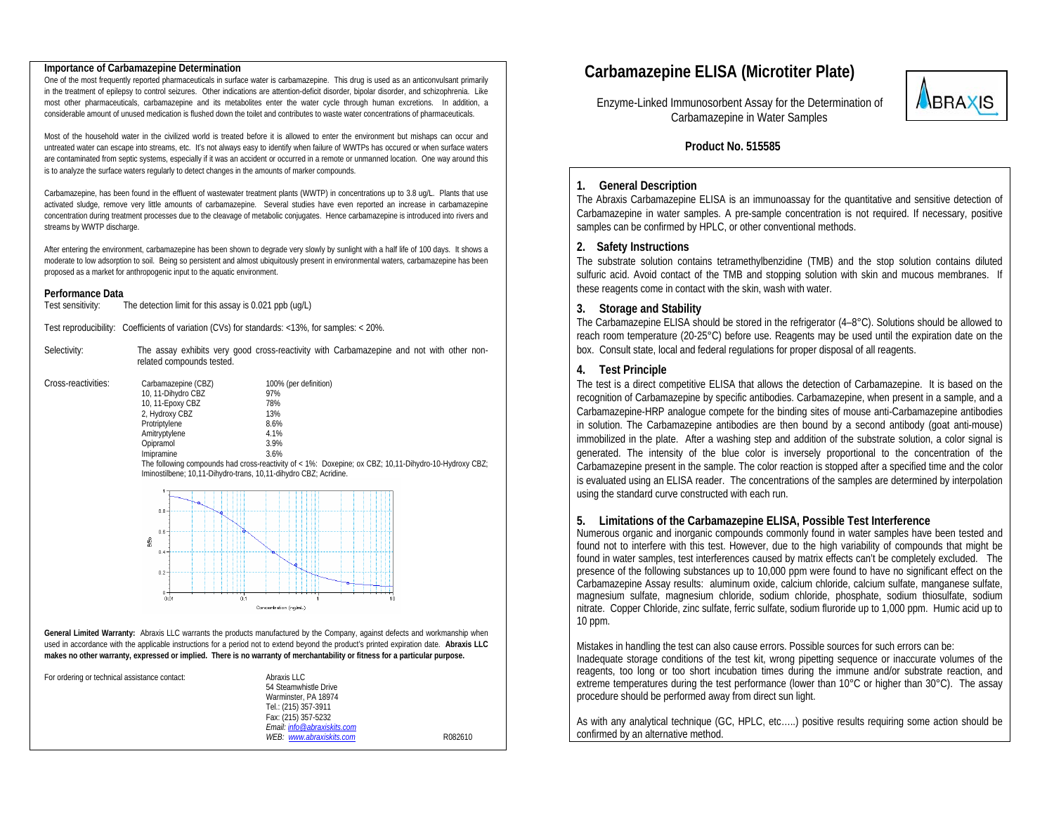# Carbamazepine ELISA (Microtiter Plate)

Enzyme-Linked Immunosorbent Assay for the Determination of Carbamazepine in Water Samples

**Product No. 515585**

## 1. General Description

The Abraxis Carbamazepine ELISA is an immunoassay for the quantitative and sensitive detection of Carbamazepine in water samples. A pre-sample concentration is not required. If necessary, positive samples can be confirmed by HPLC, or other conventional methods.

## 2. Safety Instructions

The substrate solution contains tetramethylbenzidine (TMB) and the stop solution contains diluted sulfuric acid. Avoid contact of the TMB and stopping solution with skin and mucous membranes. If these reagents come in contact with the skin, wash with water.

## 3. Storage and Stability

The Carbamazepine ELISA should be stored in the refrigerator (4–8°C). Solutions should be allowed to reach room temperature (20-25°C) before use. Reagents may be used until the expiration date on the box. Consult state, local and federal regulations for proper disposal of all reagents.

## 4. Test Principle

The test is a direct competitive ELISA that allows the detection of Carbamazepine. It is based on the recognition of Carbamazepine by specific antibodies. Carbamazepine, when present in a sample, and a Carbamazepine-HRP analogue compete for the binding sites of mouse anti-Carbamazepine antibodies in solution. The Carbamazepine antibodies are then bound by a second antibody (goat anti-mouse) immobilized in the plate. After a washing step and addition of the substrate solution, a color signal is generated. The intensity of the blue color is inversely proportional to the concentration of the Carbamazepine present in the sample. The color reaction is stopped after a specified time and the color is evaluated using an ELISA reader. The concentrations of the samples are determined by interpolation using the standard curve constructed with each run.

## 5. Limitations of the Carbamazepine ELISA, Possible Test Interference

Numerous organic and inorganic compounds commonly found in water samples have been tested and found not to interfere with this test. However, due to the high variability of compounds that might be found in water samples, test interferences caused by matrix effects can't be completely excluded. The presence of the following substances up to 10,000 ppm were found to have no significant effect on the Carbamazepine Assay results: aluminum oxide, calcium chloride, calcium sulfate, manganese sulfate, magnesium sulfate, magnesium chloride, sodium chloride, phosphate, sodium thiosulfate, sodium nitrate. Copper Chloride, zinc sulfate, ferric sulfate, sodium fluroride up to 1,000 ppm. Humic acid up to 10 ppm.

Mistakes in handling the test can also cause errors. Possible sources for such errors can be:
Inadequate storage conditions of the test kit, wrong pipetting sequence or inaccurate volumes of the reagents, too long or too short incubation times during the immune and/or substrate reaction, and extreme temperatures during the test performance (lower than 10°C or higher than 30°C). The assay procedure should be performed away from direct sun light.

As with any analytical technique (GC, HPLC, etc…..) positive results requiring some action should be confirmed by an alternative method.

## Importance of Carbamazepine Determination

One of the most frequently reported pharmaceuticals in surface water is carbamazepine. This drug is used as an anticonvulsant primarily in the treatment of epilepsy to control seizures. Other indications are attention-deficit disorder, bipolar disorder, and schizophrenia. Like most other pharmaceuticals, carbamazepine and its metabolites enter the water cycle through human excretions. In addition, a considerable amount of unused medication is flushed down the toilet and contributes to waste water concentrations of pharmaceuticals.

Most of the household water in the civilized world is treated before it is allowed to enter the environment but mishaps can occur and untreated water can escape into streams, etc. It's not always easy to identify when failure of WWTPs has occured or when surface waters are contaminated from septic systems, especially if it was an accident or occurred in a remote or unmanned location. One way around this is to analyze the surface waters regularly to detect changes in the amounts of marker compounds.

Carbamazepine, has been found in the effluent of wastewater treatment plants (WWTP) in concentrations up to 3.8 ug/L. Plants that use activated sludge, remove very little amounts of carbamazepine. Several studies have even reported an increase in carbamazepine concentration during treatment processes due to the cleavage of metabolic conjugates. Hence carbamazepine is introduced into rivers and streams by WWTP discharge.

After entering the environment, carbamazepine has been shown to degrade very slowly by sunlight with a half life of 100 days. It shows a moderate to low adsorption to soil. Being so persistent and almost ubiquitously present in environmental waters, carbamazepine has been proposed as a market for anthropogenic input to the aquatic environment.

## Performance Data

Test sensitivity: The detection limit for this assay is 0.021 ppb (ug/L)

Test reproducibility: Coefficients of variation (CVs) for standards: <13%, for samples: < 20%.

Selectivity: The assay exhibits very good cross-reactivity with Carbamazepine and not with other non-related compounds tested.

Cross-reactivities:

| Compound | Cross-reactivity |
| --- | --- |
| Carbamazepine (CBZ) | 100% (per definition) |
| 10, 11-Dihydro CBZ | 97% |
| 10, 11-Epoxy CBZ | 78% |
| 2, Hydroxy CBZ | 13% |
| Protriptylene | 8.6% |
| Amitryptylene | 4.1% |
| Opipramol | 3.9% |
| Imipramine | 3.6% |

The following compounds had cross-reactivity of < 1%: Doxepine; ox CBZ; 10,11-Dihydro-10-Hydroxy CBZ; Iminostilbene; 10,11-Dihydro-trans, 10,11-dihydro CBZ; Acridine.

**General Limited Warranty:** Abraxis LLC warrants the products manufactured by the Company, against defects and workmanship when used in accordance with the applicable instructions for a period not to extend beyond the product's printed expiration date. **Abraxis LLC makes no other warranty, expressed or implied. There is no warranty of merchantability or fitness for a particular purpose.**

For ordering or technical assistance contact:

Abraxis LLC
54 Steamwhistle Drive
Warminster, PA 18974
Tel.: (215) 357-3911
Fax: (215) 357-5232
*Email: info@abraxiskits.com*
*WEB: www.abraxiskits.com*

R082610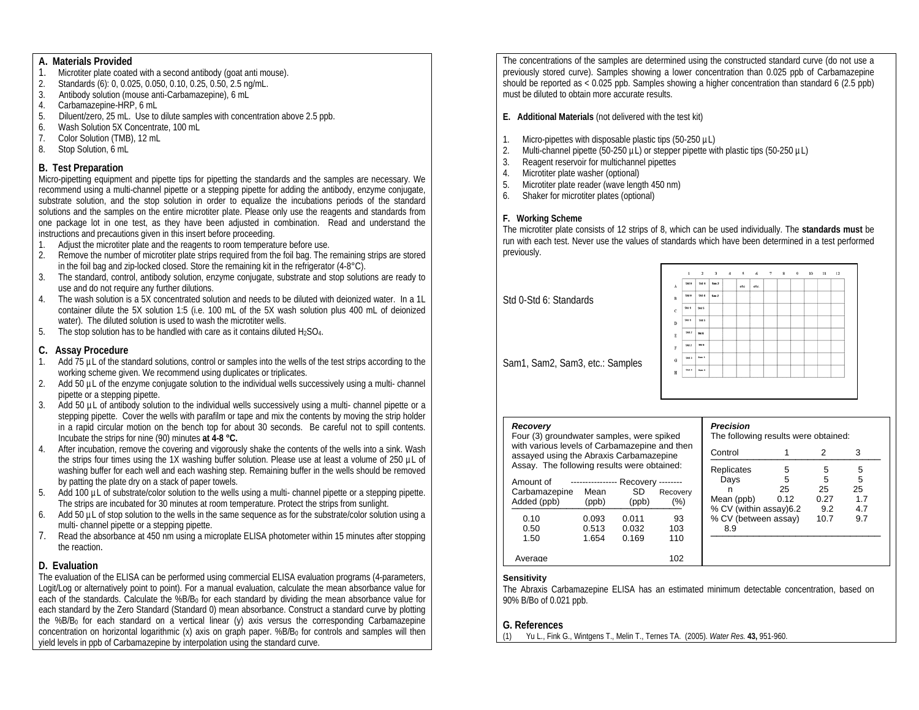## A. Materials Provided

1. Microtiter plate coated with a second antibody (goat anti mouse).
2. Standards (6): 0, 0.025, 0.050, 0.10, 0.25, 0.50, 2.5 ng/mL.
3. Antibody solution (mouse anti-Carbamazepine), 6 mL
4. Carbamazepine-HRP, 6 mL
5. Diluent/zero, 25 mL. Use to dilute samples with concentration above 2.5 ppb.
6. Wash Solution 5X Concentrate, 100 mL
7. Color Solution (TMB), 12 mL
8. Stop Solution, 6 mL

## B. Test Preparation

Micro-pipetting equipment and pipette tips for pipetting the standards and the samples are necessary. We recommend using a multi-channel pipette or a stepping pipette for adding the antibody, enzyme conjugate, substrate solution, and the stop solution in order to equalize the incubations periods of the standard solutions and the samples on the entire microtiter plate. Please only use the reagents and standards from one package lot in one test, as they have been adjusted in combination. Read and understand the instructions and precautions given in this insert before proceeding.

1. Adjust the microtiter plate and the reagents to room temperature before use.
2. Remove the number of microtiter plate strips required from the foil bag. The remaining strips are stored in the foil bag and zip-locked closed. Store the remaining kit in the refrigerator (4-8°C).
3. The standard, control, antibody solution, enzyme conjugate, substrate and stop solutions are ready to use and do not require any further dilutions.
4. The wash solution is a 5X concentrated solution and needs to be diluted with deionized water. In a 1L container dilute the 5X solution 1:5 (i.e. 100 mL of the 5X wash solution plus 400 mL of deionized water). The diluted solution is used to wash the microtiter wells.
5. The stop solution has to be handled with care as it contains diluted $H_2SO_4$.

## C. Assay Procedure

1. Add 75 µL of the standard solutions, control or samples into the wells of the test strips according to the working scheme given. We recommend using duplicates or triplicates.
2. Add 50 µL of the enzyme conjugate solution to the individual wells successively using a multi- channel pipette or a stepping pipette.
3. Add 50 µL of antibody solution to the individual wells successively using a multi- channel pipette or a stepping pipette. Cover the wells with parafilm or tape and mix the contents by moving the strip holder in a rapid circular motion on the bench top for about 30 seconds. Be careful not to spill contents. Incubate the strips for nine (90) minutes **at 4-8 °C.**
4. After incubation, remove the covering and vigorously shake the contents of the wells into a sink. Wash the strips four times using the 1X washing buffer solution. Please use at least a volume of 250 µL of washing buffer for each well and each washing step. Remaining buffer in the wells should be removed by patting the plate dry on a stack of paper towels.
5. Add 100 µL of substrate/color solution to the wells using a multi- channel pipette or a stepping pipette. The strips are incubated for 30 minutes at room temperature. Protect the strips from sunlight.
6. Add 50 µL of stop solution to the wells in the same sequence as for the substrate/color solution using a multi- channel pipette or a stepping pipette.
7. Read the absorbance at 450 nm using a microplate ELISA photometer within 15 minutes after stopping the reaction.

## D. Evaluation

The evaluation of the ELISA can be performed using commercial ELISA evaluation programs (4-parameters, Logit/Log or alternatively point to point). For a manual evaluation, calculate the mean absorbance value for each of the standards. Calculate the $\%B/B_0$ for each standard by dividing the mean absorbance value for each standard by the Zero Standard (Standard 0) mean absorbance. Construct a standard curve by plotting the $\%B/B_0$ for each standard on a vertical linear (y) axis versus the corresponding Carbamazepine concentration on horizontal logarithmic (x) axis on graph paper. $\%B/B_0$ for controls and samples will then yield levels in ppb of Carbamazepine by interpolation using the standard curve.

The concentrations of the samples are determined using the constructed standard curve (do not use a previously stored curve). Samples showing a lower concentration than 0.025 ppb of Carbamazepine should be reported as < 0.025 ppb. Samples showing a higher concentration than standard 6 (2.5 ppb) must be diluted to obtain more accurate results.

## E. Additional Materials (not delivered with the test kit)

1. Micro-pipettes with disposable plastic tips (50-250 µL)
2. Multi-channel pipette (50-250 µL) or stepper pipette with plastic tips (50-250 µL)
3. Reagent reservoir for multichannel pipettes
4. Microtiter plate washer (optional)
5. Microtiter plate reader (wave length 450 nm)
6. Shaker for microtiter plates (optional)

## F. Working Scheme

The microtiter plate consists of 12 strips of 8, which can be used individually. The **standards must** be run with each test. Never use the values of standards which have been determined in a test performed previously.

Std 0-Std 6: Standards

Sam1, Sam2, Sam3, etc.: Samples

| | 1 | 2 | 3 | 4 | 5 | 6 | 7 | 8 | 9 | 10 | 11 | 12 |
|---|---|---|---|---|---|---|---|---|---|---|---|---|
| A | Std 0 | Std 4 | Sam 2 | | etc | etc | | | | | | |
| B | Std 0 | Std 4 | Sam 2 | | | | | | | | | |
| C | Std 1 | Std 5 | | | | | | | | | | |
| D | Std 1 | Std 5 | | | | | | | | | | |
| E | Std 2 | Std 6 | | | | | | | | | | |
| F | Std 2 | Std 6 | | | | | | | | | | |
| G | Std 3 | Sam 1 | | | | | | | | | | |
| H | Std 3 | Sam 1 | | | | | | | | | | |

### *Recovery*

Four (3) groundwater samples, were spiked with various levels of Carbamazepine and then assayed using the Abraxis Carbamazepine Assay. The following results were obtained:

| Amount of Carbamazepine Added (ppb) | Recovery Mean (ppb) | SD (ppb) | Recovery (%) |
|---|---|---|---|
| 0.10 | 0.093 | 0.011 | 93 |
| 0.50 | 0.513 | 0.032 | 103 |
| 1.50 | 1.654 | 0.169 | 110 |
| Average | | | 102 |

### *Precision*

The following results were obtained:

| Control | 1 | 2 | 3 |
|---|---|---|---|
| Replicates | 5 | 5 | 5 |
| Days | 5 | 5 | 5 |
| n | 25 | 25 | 25 |
| Mean (ppb) | 0.12 | 0.27 | 1.7 |
| % CV (within assay) | 6.2 | 9.2 | 4.7 |
| % CV (between assay) | 8.9 | 10.7 | 9.7 |

### Sensitivity

The Abraxis Carbamazepine ELISA has an estimated minimum detectable concentration, based on 90% B/Bo of 0.021 ppb.

## G. References

(1) Yu L., Fink G., Wintgens T., Melin T., Ternes TA. (2005). *Water Res.* **43,** 951-960.